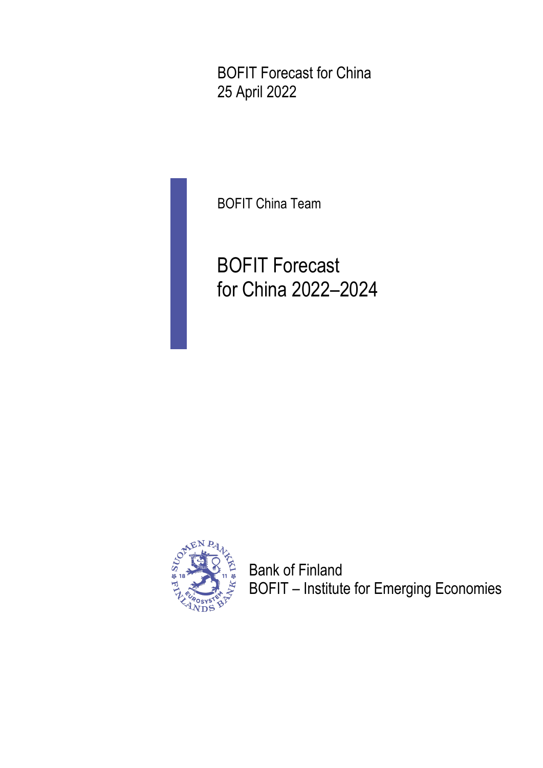BOFIT Forecast for China
25 April 2022

BOFIT China Team

# BOFIT Forecast for China 2022–2024

Bank of Finland
BOFIT – Institute for Emerging Economies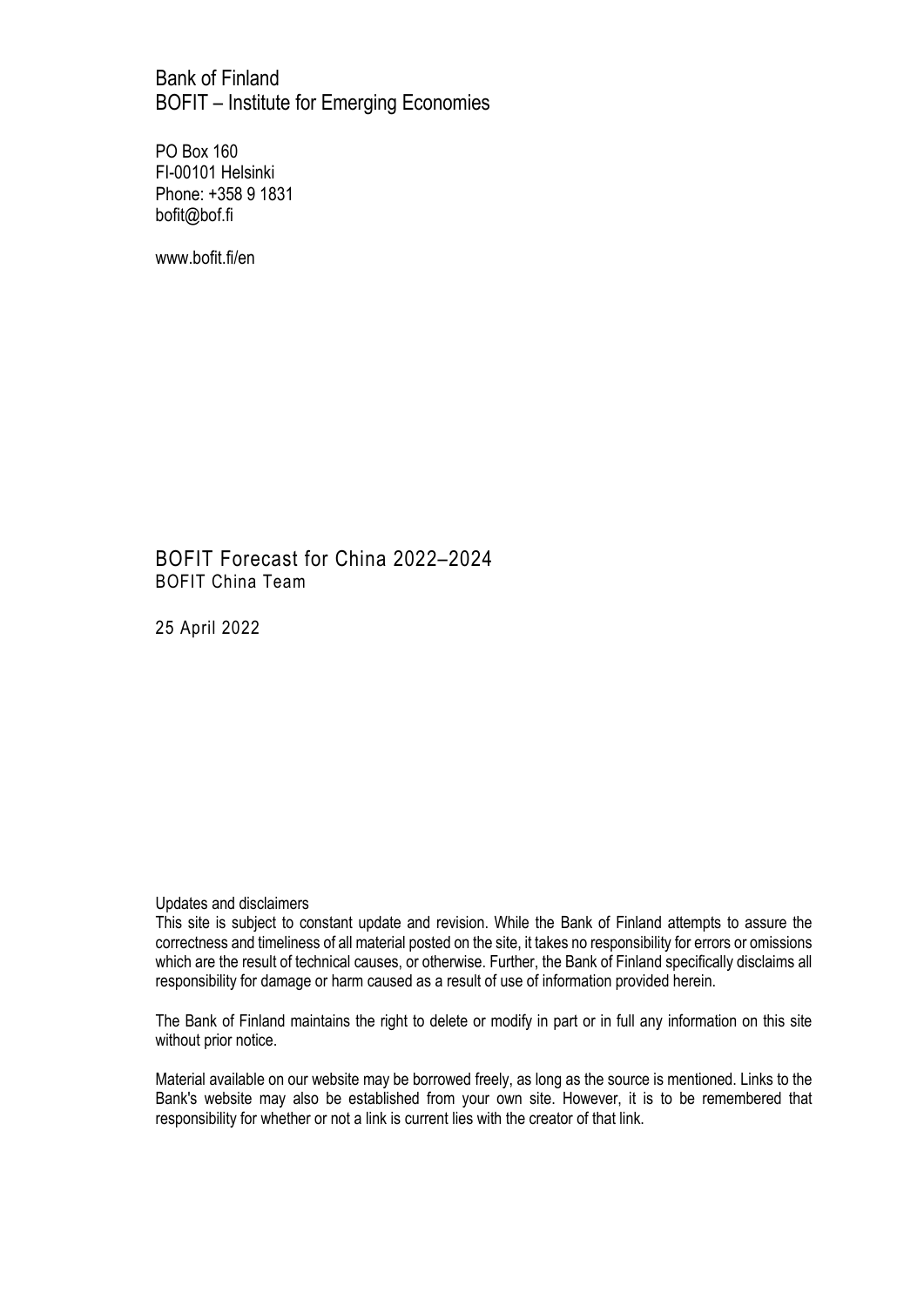Bank of Finland
BOFIT – Institute for Emerging Economies

PO Box 160
FI-00101 Helsinki
Phone: +358 9 1831
bofit@bof.fi

www.bofit.fi/en

# BOFIT Forecast for China 2022–2024

BOFIT China Team

25 April 2022

Updates and disclaimers

This site is subject to constant update and revision. While the Bank of Finland attempts to assure the correctness and timeliness of all material posted on the site, it takes no responsibility for errors or omissions which are the result of technical causes, or otherwise. Further, the Bank of Finland specifically disclaims all responsibility for damage or harm caused as a result of use of information provided herein.

The Bank of Finland maintains the right to delete or modify in part or in full any information on this site without prior notice.

Material available on our website may be borrowed freely, as long as the source is mentioned. Links to the Bank's website may also be established from your own site. However, it is to be remembered that responsibility for whether or not a link is current lies with the creator of that link.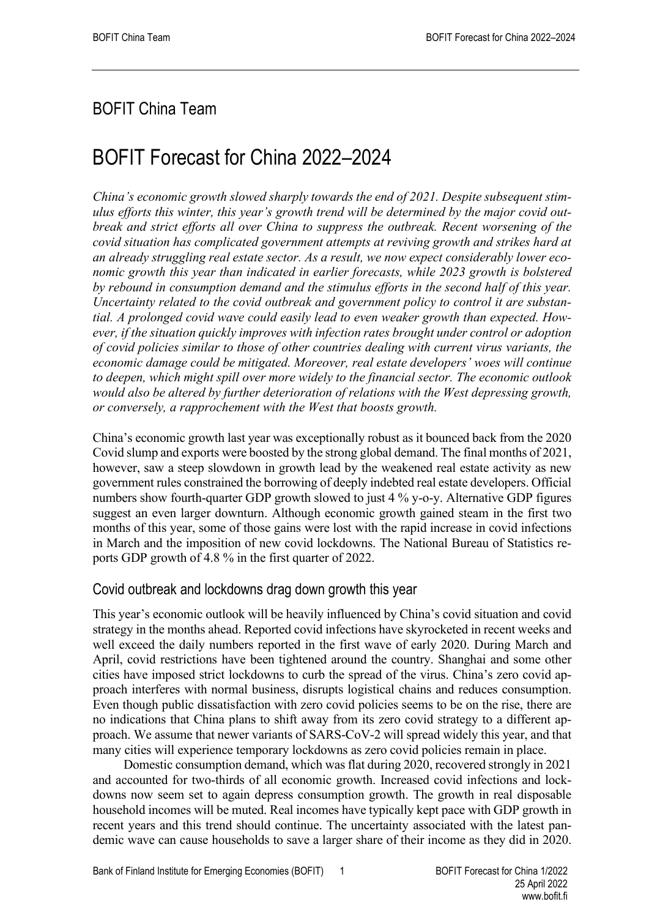BOFIT China Team

# BOFIT Forecast for China 2022–2024

*China's economic growth slowed sharply towards the end of 2021. Despite subsequent stimulus efforts this winter, this year's growth trend will be determined by the major covid outbreak and strict efforts all over China to suppress the outbreak. Recent worsening of the covid situation has complicated government attempts at reviving growth and strikes hard at an already struggling real estate sector. As a result, we now expect considerably lower economic growth this year than indicated in earlier forecasts, while 2023 growth is bolstered by rebound in consumption demand and the stimulus efforts in the second half of this year. Uncertainty related to the covid outbreak and government policy to control it are substantial. A prolonged covid wave could easily lead to even weaker growth than expected. However, if the situation quickly improves with infection rates brought under control or adoption of covid policies similar to those of other countries dealing with current virus variants, the economic damage could be mitigated. Moreover, real estate developers' woes will continue to deepen, which might spill over more widely to the financial sector. The economic outlook would also be altered by further deterioration of relations with the West depressing growth, or conversely, a rapprochement with the West that boosts growth.*

China's economic growth last year was exceptionally robust as it bounced back from the 2020 Covid slump and exports were boosted by the strong global demand. The final months of 2021, however, saw a steep slowdown in growth lead by the weakened real estate activity as new government rules constrained the borrowing of deeply indebted real estate developers. Official numbers show fourth-quarter GDP growth slowed to just 4 % y-o-y. Alternative GDP figures suggest an even larger downturn. Although economic growth gained steam in the first two months of this year, some of those gains were lost with the rapid increase in covid infections in March and the imposition of new covid lockdowns. The National Bureau of Statistics reports GDP growth of 4.8 % in the first quarter of 2022.

## Covid outbreak and lockdowns drag down growth this year

This year's economic outlook will be heavily influenced by China's covid situation and covid strategy in the months ahead. Reported covid infections have skyrocketed in recent weeks and well exceed the daily numbers reported in the first wave of early 2020. During March and April, covid restrictions have been tightened around the country. Shanghai and some other cities have imposed strict lockdowns to curb the spread of the virus. China's zero covid approach interferes with normal business, disrupts logistical chains and reduces consumption. Even though public dissatisfaction with zero covid policies seems to be on the rise, there are no indications that China plans to shift away from its zero covid strategy to a different approach. We assume that newer variants of SARS-CoV-2 will spread widely this year, and that many cities will experience temporary lockdowns as zero covid policies remain in place.

Domestic consumption demand, which was flat during 2020, recovered strongly in 2021 and accounted for two-thirds of all economic growth. Increased covid infections and lockdowns now seem set to again depress consumption growth. The growth in real disposable household incomes will be muted. Real incomes have typically kept pace with GDP growth in recent years and this trend should continue. The uncertainty associated with the latest pandemic wave can cause households to save a larger share of their income as they did in 2020.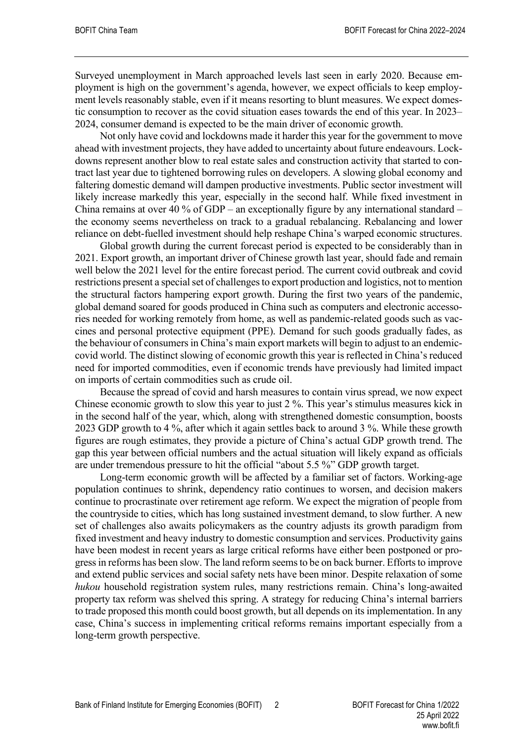Surveyed unemployment in March approached levels last seen in early 2020. Because employment is high on the government's agenda, however, we expect officials to keep employment levels reasonably stable, even if it means resorting to blunt measures. We expect domestic consumption to recover as the covid situation eases towards the end of this year. In 2023–2024, consumer demand is expected to be the main driver of economic growth.

Not only have covid and lockdowns made it harder this year for the government to move ahead with investment projects, they have added to uncertainty about future endeavours. Lockdowns represent another blow to real estate sales and construction activity that started to contract last year due to tightened borrowing rules on developers. A slowing global economy and faltering domestic demand will dampen productive investments. Public sector investment will likely increase markedly this year, especially in the second half. While fixed investment in China remains at over 40 % of GDP – an exceptionally figure by any international standard – the economy seems nevertheless on track to a gradual rebalancing. Rebalancing and lower reliance on debt-fuelled investment should help reshape China's warped economic structures.

Global growth during the current forecast period is expected to be considerably than in 2021. Export growth, an important driver of Chinese growth last year, should fade and remain well below the 2021 level for the entire forecast period. The current covid outbreak and covid restrictions present a special set of challenges to export production and logistics, not to mention the structural factors hampering export growth. During the first two years of the pandemic, global demand soared for goods produced in China such as computers and electronic accessories needed for working remotely from home, as well as pandemic-related goods such as vaccines and personal protective equipment (PPE). Demand for such goods gradually fades, as the behaviour of consumers in China's main export markets will begin to adjust to an endemic-covid world. The distinct slowing of economic growth this year is reflected in China's reduced need for imported commodities, even if economic trends have previously had limited impact on imports of certain commodities such as crude oil.

Because the spread of covid and harsh measures to contain virus spread, we now expect Chinese economic growth to slow this year to just 2 %. This year's stimulus measures kick in in the second half of the year, which, along with strengthened domestic consumption, boosts 2023 GDP growth to 4 %, after which it again settles back to around 3 %. While these growth figures are rough estimates, they provide a picture of China's actual GDP growth trend. The gap this year between official numbers and the actual situation will likely expand as officials are under tremendous pressure to hit the official "about 5.5 %" GDP growth target.

Long-term economic growth will be affected by a familiar set of factors. Working-age population continues to shrink, dependency ratio continues to worsen, and decision makers continue to procrastinate over retirement age reform. We expect the migration of people from the countryside to cities, which has long sustained investment demand, to slow further. A new set of challenges also awaits policymakers as the country adjusts its growth paradigm from fixed investment and heavy industry to domestic consumption and services. Productivity gains have been modest in recent years as large critical reforms have either been postponed or progress in reforms has been slow. The land reform seems to be on back burner. Efforts to improve and extend public services and social safety nets have been minor. Despite relaxation of some *hukou* household registration system rules, many restrictions remain. China's long-awaited property tax reform was shelved this spring. A strategy for reducing China's internal barriers to trade proposed this month could boost growth, but all depends on its implementation. In any case, China's success in implementing critical reforms remains important especially from a long-term growth perspective.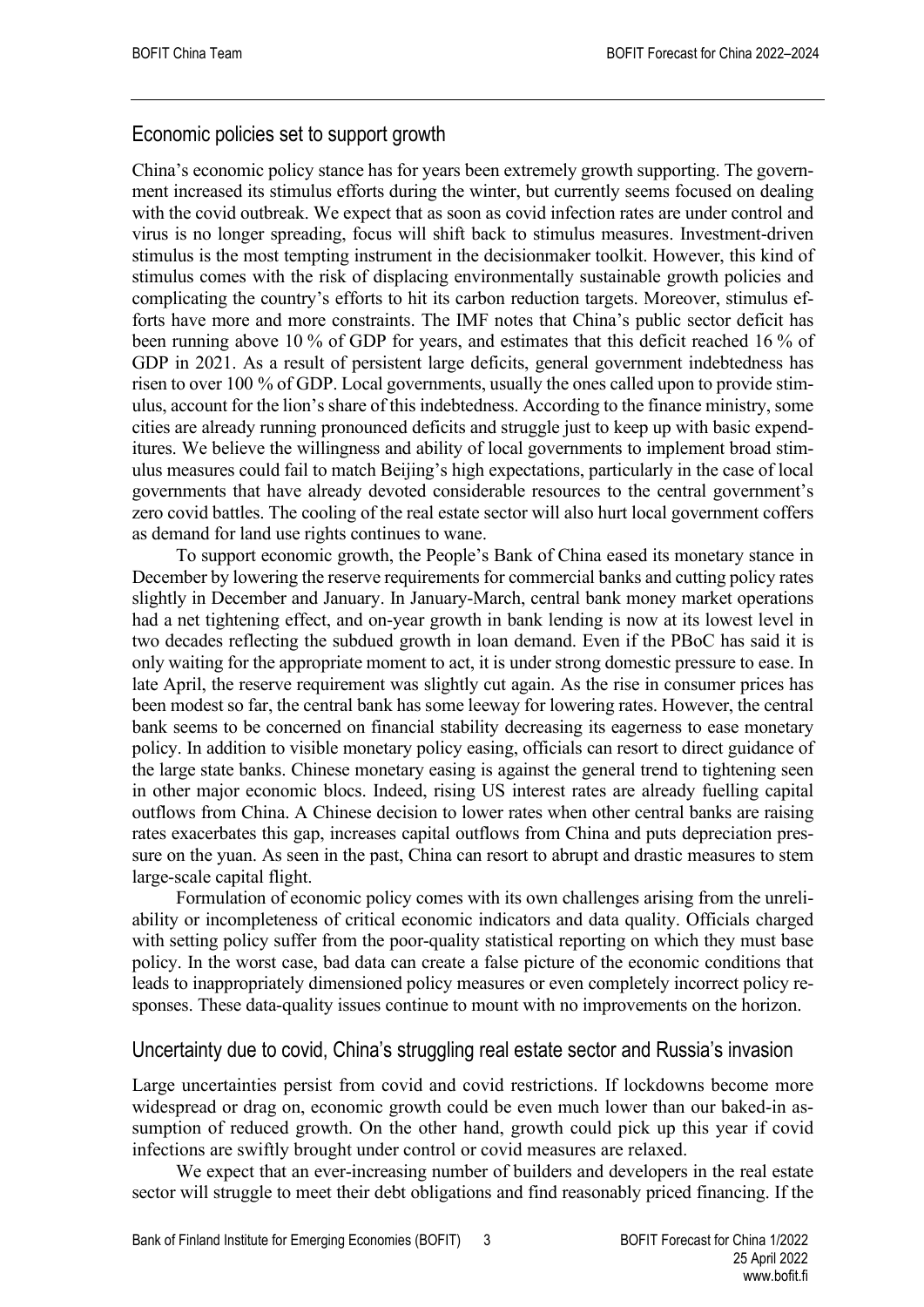## Economic policies set to support growth

China's economic policy stance has for years been extremely growth supporting. The government increased its stimulus efforts during the winter, but currently seems focused on dealing with the covid outbreak. We expect that as soon as covid infection rates are under control and virus is no longer spreading, focus will shift back to stimulus measures. Investment-driven stimulus is the most tempting instrument in the decisionmaker toolkit. However, this kind of stimulus comes with the risk of displacing environmentally sustainable growth policies and complicating the country's efforts to hit its carbon reduction targets. Moreover, stimulus efforts have more and more constraints. The IMF notes that China's public sector deficit has been running above 10 % of GDP for years, and estimates that this deficit reached 16 % of GDP in 2021. As a result of persistent large deficits, general government indebtedness has risen to over 100 % of GDP. Local governments, usually the ones called upon to provide stimulus, account for the lion's share of this indebtedness. According to the finance ministry, some cities are already running pronounced deficits and struggle just to keep up with basic expenditures. We believe the willingness and ability of local governments to implement broad stimulus measures could fail to match Beijing's high expectations, particularly in the case of local governments that have already devoted considerable resources to the central government's zero covid battles. The cooling of the real estate sector will also hurt local government coffers as demand for land use rights continues to wane.

To support economic growth, the People's Bank of China eased its monetary stance in December by lowering the reserve requirements for commercial banks and cutting policy rates slightly in December and January. In January-March, central bank money market operations had a net tightening effect, and on-year growth in bank lending is now at its lowest level in two decades reflecting the subdued growth in loan demand. Even if the PBoC has said it is only waiting for the appropriate moment to act, it is under strong domestic pressure to ease. In late April, the reserve requirement was slightly cut again. As the rise in consumer prices has been modest so far, the central bank has some leeway for lowering rates. However, the central bank seems to be concerned on financial stability decreasing its eagerness to ease monetary policy. In addition to visible monetary policy easing, officials can resort to direct guidance of the large state banks. Chinese monetary easing is against the general trend to tightening seen in other major economic blocs. Indeed, rising US interest rates are already fuelling capital outflows from China. A Chinese decision to lower rates when other central banks are raising rates exacerbates this gap, increases capital outflows from China and puts depreciation pressure on the yuan. As seen in the past, China can resort to abrupt and drastic measures to stem large-scale capital flight.

Formulation of economic policy comes with its own challenges arising from the unreliability or incompleteness of critical economic indicators and data quality. Officials charged with setting policy suffer from the poor-quality statistical reporting on which they must base policy. In the worst case, bad data can create a false picture of the economic conditions that leads to inappropriately dimensioned policy measures or even completely incorrect policy responses. These data-quality issues continue to mount with no improvements on the horizon.

## Uncertainty due to covid, China's struggling real estate sector and Russia's invasion

Large uncertainties persist from covid and covid restrictions. If lockdowns become more widespread or drag on, economic growth could be even much lower than our baked-in assumption of reduced growth. On the other hand, growth could pick up this year if covid infections are swiftly brought under control or covid measures are relaxed.

We expect that an ever-increasing number of builders and developers in the real estate sector will struggle to meet their debt obligations and find reasonably priced financing. If the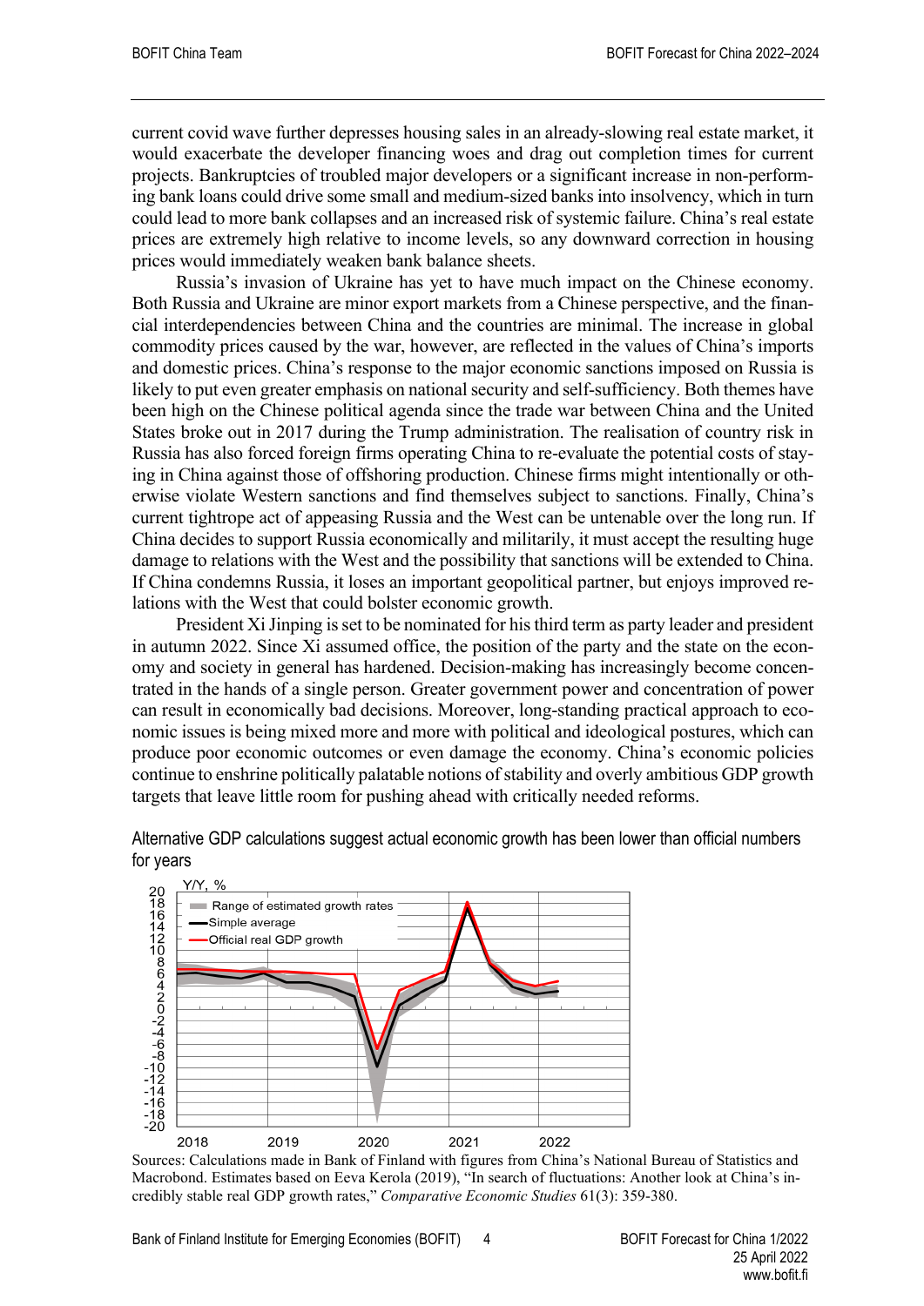current covid wave further depresses housing sales in an already-slowing real estate market, it would exacerbate the developer financing woes and drag out completion times for current projects. Bankruptcies of troubled major developers or a significant increase in non-performing bank loans could drive some small and medium-sized banks into insolvency, which in turn could lead to more bank collapses and an increased risk of systemic failure. China's real estate prices are extremely high relative to income levels, so any downward correction in housing prices would immediately weaken bank balance sheets.

Russia's invasion of Ukraine has yet to have much impact on the Chinese economy. Both Russia and Ukraine are minor export markets from a Chinese perspective, and the financial interdependencies between China and the countries are minimal. The increase in global commodity prices caused by the war, however, are reflected in the values of China's imports and domestic prices. China's response to the major economic sanctions imposed on Russia is likely to put even greater emphasis on national security and self-sufficiency. Both themes have been high on the Chinese political agenda since the trade war between China and the United States broke out in 2017 during the Trump administration. The realisation of country risk in Russia has also forced foreign firms operating China to re-evaluate the potential costs of staying in China against those of offshoring production. Chinese firms might intentionally or otherwise violate Western sanctions and find themselves subject to sanctions. Finally, China's current tightrope act of appeasing Russia and the West can be untenable over the long run. If China decides to support Russia economically and militarily, it must accept the resulting huge damage to relations with the West and the possibility that sanctions will be extended to China. If China condemns Russia, it loses an important geopolitical partner, but enjoys improved relations with the West that could bolster economic growth.

President Xi Jinping is set to be nominated for his third term as party leader and president in autumn 2022. Since Xi assumed office, the position of the party and the state on the economy and society in general has hardened. Decision-making has increasingly become concentrated in the hands of a single person. Greater government power and concentration of power can result in economically bad decisions. Moreover, long-standing practical approach to economic issues is being mixed more and more with political and ideological postures, which can produce poor economic outcomes or even damage the economy. China's economic policies continue to enshrine politically palatable notions of stability and overly ambitious GDP growth targets that leave little room for pushing ahead with critically needed reforms.

Alternative GDP calculations suggest actual economic growth has been lower than official numbers for years

Sources: Calculations made in Bank of Finland with figures from China's National Bureau of Statistics and Macrobond. Estimates based on Eeva Kerola (2019), "In search of fluctuations: Another look at China's incredibly stable real GDP growth rates," *Comparative Economic Studies* 61(3): 359-380.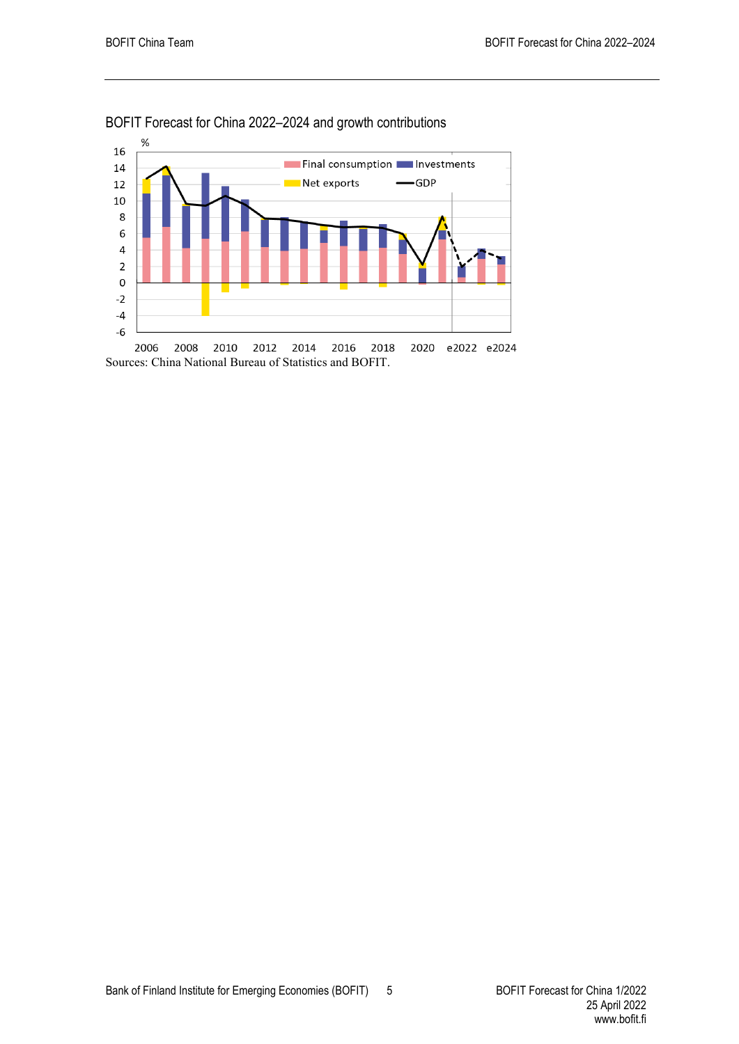BOFIT Forecast for China 2022–2024 and growth contributions

%

16
14
12
10
8
6
4
2
0
-2
-4
-6

Final consumption
Investments
Net exports
GDP

2006 2008 2010 2012 2014 2016 2018 2020 e2022 e2024

Sources: China National Bureau of Statistics and BOFIT.